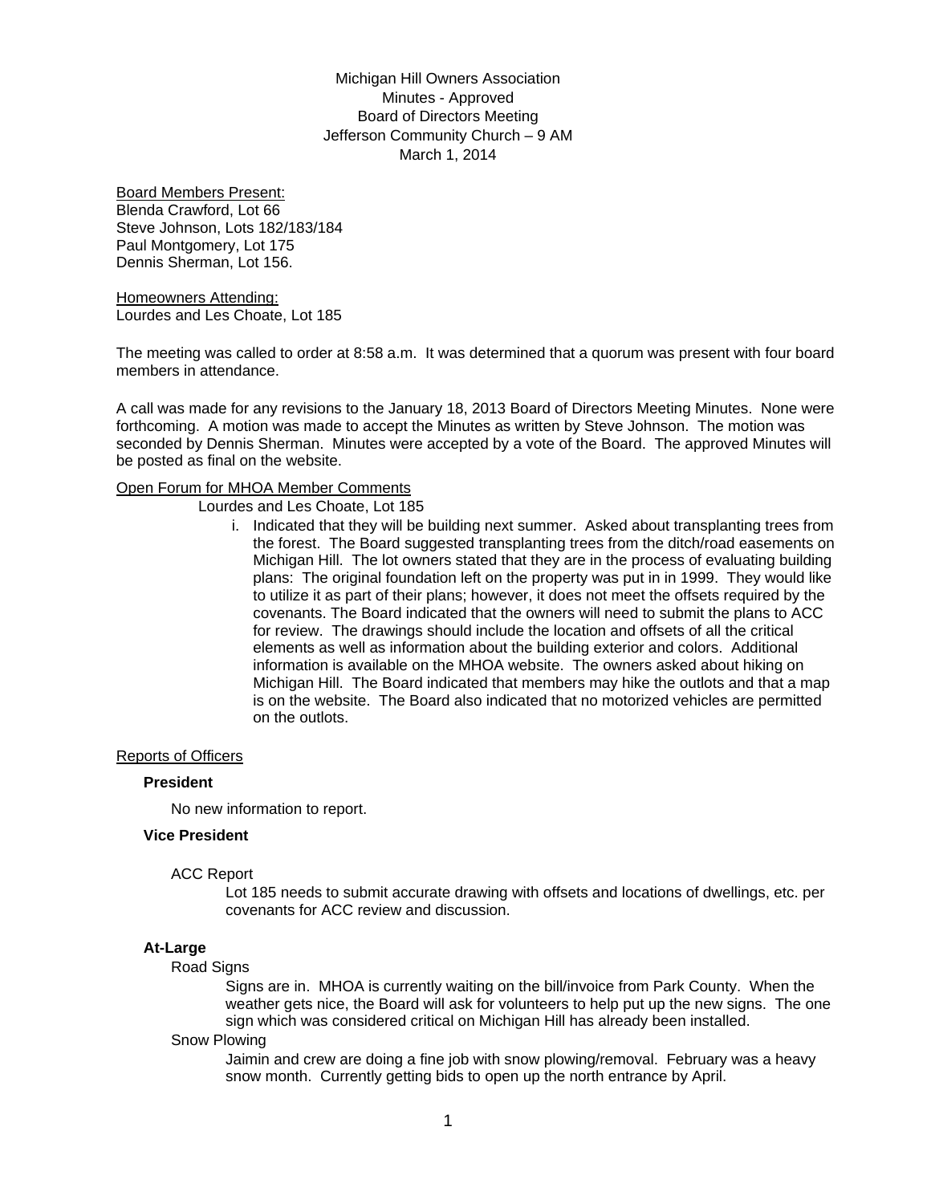Michigan Hill Owners Association
Minutes - Approved
Board of Directors Meeting
Jefferson Community Church – 9 AM
March 1, 2014

Board Members Present:
Blenda Crawford, Lot 66
Steve Johnson, Lots 182/183/184
Paul Montgomery, Lot 175
Dennis Sherman, Lot 156.

Homeowners Attending:
Lourdes and Les Choate, Lot 185

The meeting was called to order at 8:58 a.m. It was determined that a quorum was present with four board members in attendance.

A call was made for any revisions to the January 18, 2013 Board of Directors Meeting Minutes. None were forthcoming. A motion was made to accept the Minutes as written by Steve Johnson. The motion was seconded by Dennis Sherman. Minutes were accepted by a vote of the Board. The approved Minutes will be posted as final on the website.

Open Forum for MHOA Member Comments

Lourdes and Les Choate, Lot 185

i. Indicated that they will be building next summer. Asked about transplanting trees from the forest. The Board suggested transplanting trees from the ditch/road easements on Michigan Hill. The lot owners stated that they are in the process of evaluating building plans: The original foundation left on the property was put in in 1999. They would like to utilize it as part of their plans; however, it does not meet the offsets required by the covenants. The Board indicated that the owners will need to submit the plans to ACC for review. The drawings should include the location and offsets of all the critical elements as well as information about the building exterior and colors. Additional information is available on the MHOA website. The owners asked about hiking on Michigan Hill. The Board indicated that members may hike the outlots and that a map is on the website. The Board also indicated that no motorized vehicles are permitted on the outlots.

Reports of Officers

**President**

No new information to report.

**Vice President**

ACC Report

Lot 185 needs to submit accurate drawing with offsets and locations of dwellings, etc. per covenants for ACC review and discussion.

**At-Large**

Road Signs

Signs are in. MHOA is currently waiting on the bill/invoice from Park County. When the weather gets nice, the Board will ask for volunteers to help put up the new signs. The one sign which was considered critical on Michigan Hill has already been installed.

Snow Plowing

Jaimin and crew are doing a fine job with snow plowing/removal. February was a heavy snow month. Currently getting bids to open up the north entrance by April.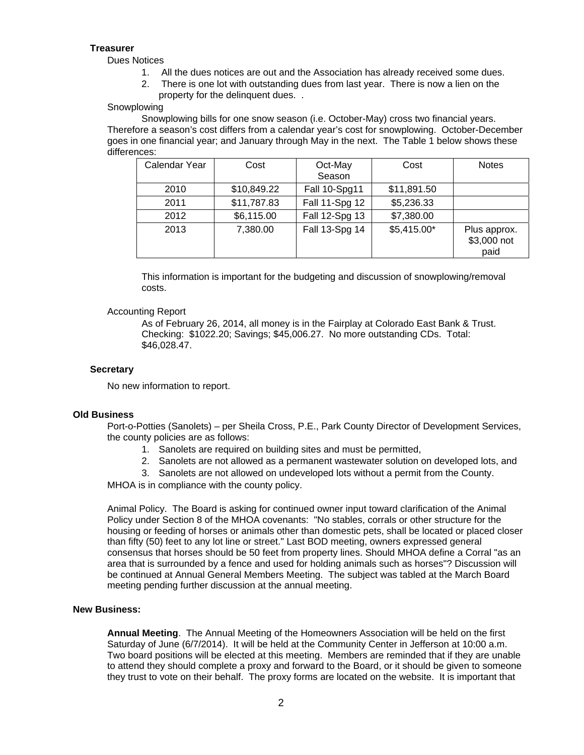**Treasurer**

Dues Notices

1. All the dues notices are out and the Association has already received some dues.
2. There is one lot with outstanding dues from last year. There is now a lien on the property for the delinquent dues. .

Snowplowing

Snowplowing bills for one snow season (i.e. October-May) cross two financial years. Therefore a season's cost differs from a calendar year's cost for snowplowing. October-December goes in one financial year; and January through May in the next. The Table 1 below shows these differences:

| Calendar Year | Cost | Oct-May Season | Cost | Notes |
|---|---|---|---|---|
| 2010 | $10,849.22 | Fall 10-Spg11 | $11,891.50 | |
| 2011 | $11,787.83 | Fall 11-Spg 12 | $5,236.33 | |
| 2012 | $6,115.00 | Fall 12-Spg 13 | $7,380.00 | |
| 2013 | 7,380.00 | Fall 13-Spg 14 | $5,415.00* | Plus approx. $3,000 not paid |

This information is important for the budgeting and discussion of snowplowing/removal costs.

Accounting Report

As of February 26, 2014, all money is in the Fairplay at Colorado East Bank & Trust. Checking: $1022.20; Savings; $45,006.27. No more outstanding CDs. Total: $46,028.47.

**Secretary**

No new information to report.

**Old Business**

Port-o-Potties (Sanolets) – per Sheila Cross, P.E., Park County Director of Development Services, the county policies are as follows:

1. Sanolets are required on building sites and must be permitted,
2. Sanolets are not allowed as a permanent wastewater solution on developed lots, and
3. Sanolets are not allowed on undeveloped lots without a permit from the County.

MHOA is in compliance with the county policy.

Animal Policy. The Board is asking for continued owner input toward clarification of the Animal Policy under Section 8 of the MHOA covenants: "No stables, corrals or other structure for the housing or feeding of horses or animals other than domestic pets, shall be located or placed closer than fifty (50) feet to any lot line or street." Last BOD meeting, owners expressed general consensus that horses should be 50 feet from property lines. Should MHOA define a Corral "as an area that is surrounded by a fence and used for holding animals such as horses"? Discussion will be continued at Annual General Members Meeting. The subject was tabled at the March Board meeting pending further discussion at the annual meeting.

**New Business:**

**Annual Meeting**. The Annual Meeting of the Homeowners Association will be held on the first Saturday of June (6/7/2014). It will be held at the Community Center in Jefferson at 10:00 a.m. Two board positions will be elected at this meeting. Members are reminded that if they are unable to attend they should complete a proxy and forward to the Board, or it should be given to someone they trust to vote on their behalf. The proxy forms are located on the website. It is important that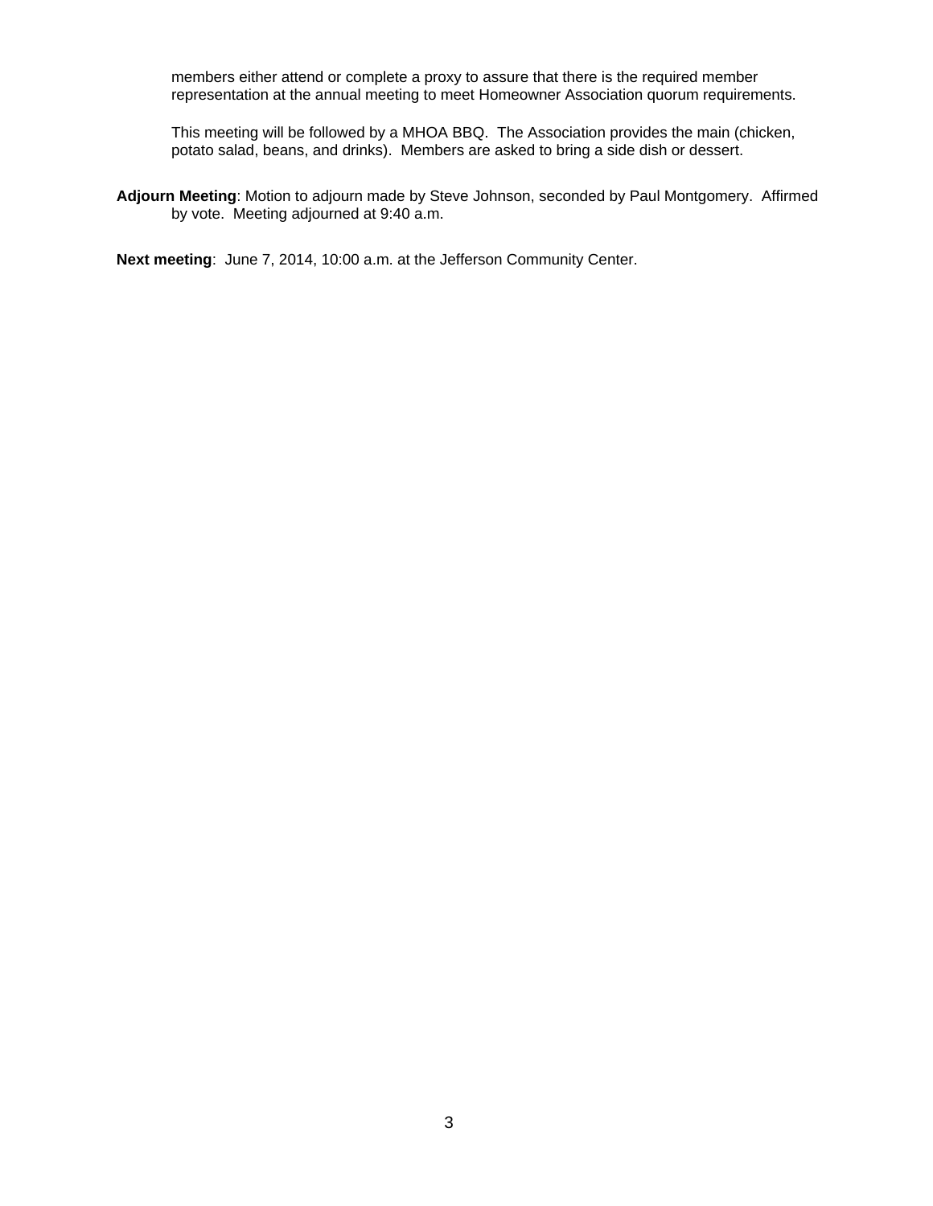members either attend or complete a proxy to assure that there is the required member representation at the annual meeting to meet Homeowner Association quorum requirements.

This meeting will be followed by a MHOA BBQ. The Association provides the main (chicken, potato salad, beans, and drinks). Members are asked to bring a side dish or dessert.

**Adjourn Meeting**: Motion to adjourn made by Steve Johnson, seconded by Paul Montgomery. Affirmed by vote. Meeting adjourned at 9:40 a.m.

**Next meeting**: June 7, 2014, 10:00 a.m. at the Jefferson Community Center.